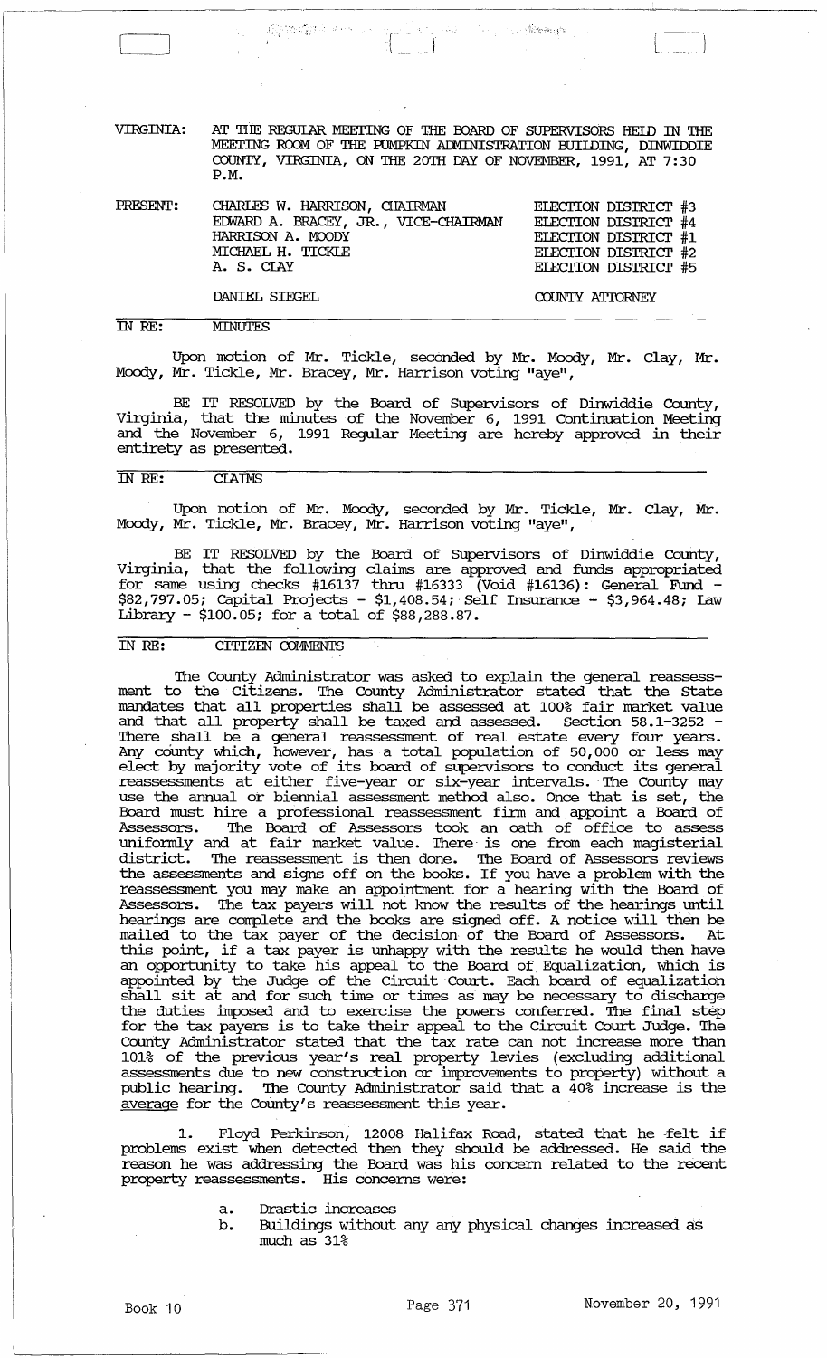VIRGINIA: AT THE REGULAR MEETING OF THE BOARD OF SUPERVISORS HELD IN THE MEETING ROOM OF THE PUMPKIN ADMINISTRATION BUILDING, DINWIDDIE COUNTY, VIRGINIA, ON THE 20TH DAY OF NOVEMBER, 1991, AT 7:30 P.M.

| PRESENT: | | |
|---|---|---|
| | CHARLES W. HARRISON, CHAIRMAN | ELECTION DISTRICT #3 |
| | EDWARD A. BRACEY, JR., VICE-CHAIRMAN | ELECTION DISTRICT #4 |
| | HARRISON A. MOODY | ELECTION DISTRICT #1 |
| | MICHAEL H. TICKLE | ELECTION DISTRICT #2 |
| | A. S. CLAY | ELECTION DISTRICT #5 |
| | DANIEL SIEGEL | COUNTY ATTORNEY |

IN RE: MINUTES

Upon motion of Mr. Tickle, seconded by Mr. Moody, Mr. Clay, Mr. Moody, Mr. Tickle, Mr. Bracey, Mr. Harrison voting "aye",

BE IT RESOLVED by the Board of Supervisors of Dinwiddie County, Virginia, that the minutes of the November 6, 1991 Continuation Meeting and the November 6, 1991 Regular Meeting are hereby approved in their entirety as presented.

IN RE: CLAIMS

Upon motion of Mr. Moody, seconded by Mr. Tickle, Mr. Clay, Mr. Moody, Mr. Tickle, Mr. Bracey, Mr. Harrison voting "aye",

BE IT RESOLVED by the Board of Supervisors of Dinwiddie County, Virginia, that the following claims are approved and funds appropriated for same using checks #16137 thru #16333 (Void #16136): General Fund - $82,797.05; Capital Projects - $1,408.54; Self Insurance - $3,964.48; Law Library - $100.05; for a total of $88,288.87.

IN RE: CITIZEN COMMENTS

The County Administrator was asked to explain the general reassessment to the Citizens. The County Administrator stated that the State mandates that all properties shall be assessed at 100% fair market value and that all property shall be taxed and assessed. Section 58.1-3252 - There shall be a general reassessment of real estate every four years. Any county which, however, has a total population of 50,000 or less may elect by majority vote of its board of supervisors to conduct its general reassessments at either five-year or six-year intervals. The County may use the annual or biennial assessment method also. Once that is set, the Board must hire a professional reassessment firm and appoint a Board of Assessors. The Board of Assessors took an oath of office to assess uniformly and at fair market value. There is one from each magisterial district. The reassessment is then done. The Board of Assessors reviews the assessments and signs off on the books. If you have a problem with the reassessment you may make an appointment for a hearing with the Board of Assessors. The tax payers will not know the results of the hearings until hearings are complete and the books are signed off. A notice will then be mailed to the tax payer of the decision of the Board of Assessors. At this point, if a tax payer is unhappy with the results he would then have an opportunity to take his appeal to the Board of Equalization, which is appointed by the Judge of the Circuit Court. Each board of equalization shall sit at and for such time or times as may be necessary to discharge the duties imposed and to exercise the powers conferred. The final step for the tax payers is to take their appeal to the Circuit Court Judge. The County Administrator stated that the tax rate can not increase more than 101% of the previous year's real property levies (excluding additional assessments due to new construction or improvements to property) without a public hearing. The County Administrator said that a 40% increase is the average for the County's reassessment this year.

1. Floyd Perkinson, 12008 Halifax Road, stated that he felt if problems exist when detected then they should be addressed. He said the reason he was addressing the Board was his concern related to the recent property reassessments. His concerns were:

   a. Drastic increases
   b. Buildings without any any physical changes increased as much as 31%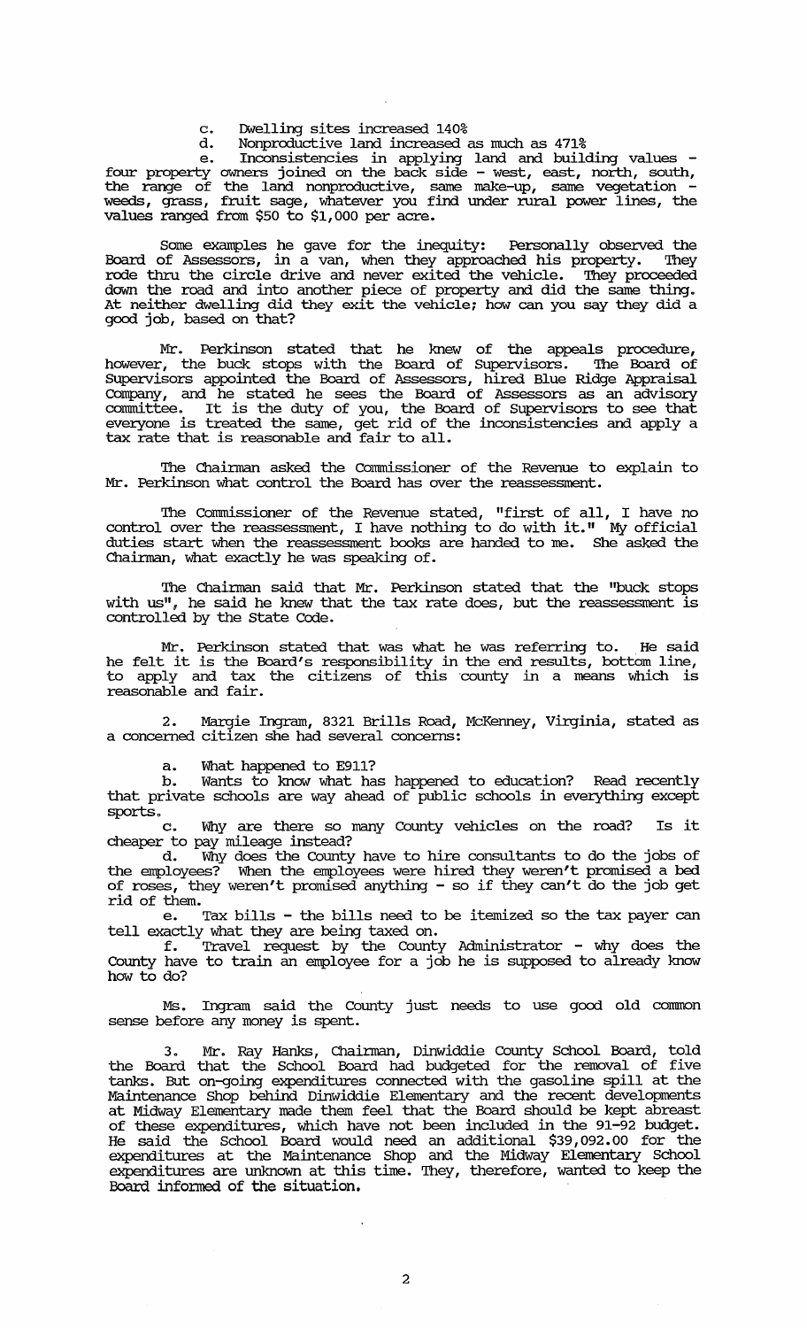c. Dwelling sites increased 140%

d. Nonproductive land increased as much as 471%

e. Inconsistencies in applying land and building values - four property owners joined on the back side - west, east, north, south, the range of the land nonproductive, same make-up, same vegetation - weeds, grass, fruit sage, whatever you find under rural power lines, the values ranged from $50 to $1,000 per acre.

Some examples he gave for the inequity: Personally observed the Board of Assessors, in a van, when they approached his property. They rode thru the circle drive and never exited the vehicle. They proceeded down the road and into another piece of property and did the same thing. At neither dwelling did they exit the vehicle; how can you say they did a good job, based on that?

Mr. Perkinson stated that he knew of the appeals procedure, however, the buck stops with the Board of Supervisors. The Board of Supervisors appointed the Board of Assessors, hired Blue Ridge Appraisal Company, and he stated he sees the Board of Assessors as an advisory committee. It is the duty of you, the Board of Supervisors to see that everyone is treated the same, get rid of the inconsistencies and apply a tax rate that is reasonable and fair to all.

The Chairman asked the Commissioner of the Revenue to explain to Mr. Perkinson what control the Board has over the reassessment.

The Commissioner of the Revenue stated, "first of all, I have no control over the reassessment, I have nothing to do with it." My official duties start when the reassessment books are handed to me. She asked the Chairman, what exactly he was speaking of.

The Chairman said that Mr. Perkinson stated that the "buck stops with us", he said he knew that the tax rate does, but the reassessment is controlled by the State Code.

Mr. Perkinson stated that was what he was referring to. He said he felt it is the Board's responsibility in the end results, bottom line, to apply and tax the citizens of this county in a means which is reasonable and fair.

2. Margie Ingram, 8321 Brills Road, McKenney, Virginia, stated as a concerned citizen she had several concerns:

a. What happened to E911?

b. Wants to know what has happened to education? Read recently that private schools are way ahead of public schools in everything except sports.

c. Why are there so many County vehicles on the road? Is it cheaper to pay mileage instead?

d. Why does the County have to hire consultants to do the jobs of the employees? When the employees were hired they weren't promised a bed of roses, they weren't promised anything - so if they can't do the job get rid of them.

e. Tax bills - the bills need to be itemized so the tax payer can tell exactly what they are being taxed on.

f. Travel request by the County Administrator - why does the County have to train an employee for a job he is supposed to already know how to do?

Ms. Ingram said the County just needs to use good old common sense before any money is spent.

3. Mr. Ray Hanks, Chairman, Dinwiddie County School Board, told the Board that the School Board had budgeted for the removal of five tanks. But on-going expenditures connected with the gasoline spill at the Maintenance Shop behind Dinwiddie Elementary and the recent developments at Midway Elementary made them feel that the Board should be kept abreast of these expenditures, which have not been included in the 91-92 budget. He said the School Board would need an additional $39,092.00 for the expenditures at the Maintenance Shop and the Midway Elementary School expenditures are unknown at this time. They, therefore, wanted to keep the Board informed of the situation.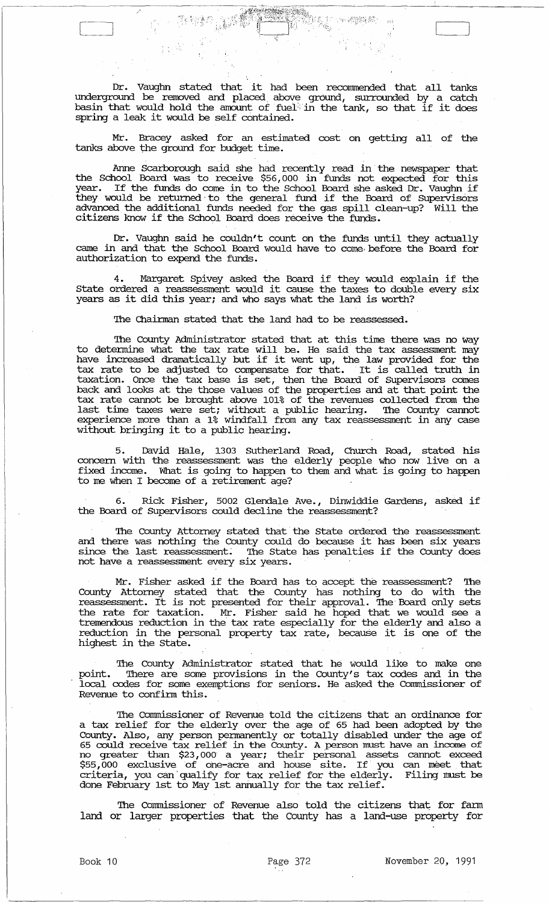Dr. Vaughn stated that it had been recommended that all tanks underground be removed and placed above ground, surrounded by a catch basin that would hold the amount of fuel in the tank, so that if it does spring a leak it would be self contained.

Mr. Bracey asked for an estimated cost on getting all of the tanks above the ground for budget time.

Anne Scarborough said she had recently read in the newspaper that the School Board was to receive $56,000 in funds not expected for this year. If the funds do come in to the School Board she asked Dr. Vaughn if they would be returned to the general fund if the Board of Supervisors advanced the additional funds needed for the gas spill clean-up? Will the citizens know if the School Board does receive the funds.

Dr. Vaughn said he couldn't count on the funds until they actually came in and that the School Board would have to come before the Board for authorization to expend the funds.

4. Margaret Spivey asked the Board if they would explain if the State ordered a reassessment would it cause the taxes to double every six years as it did this year; and who says what the land is worth?

The Chairman stated that the land had to be reassessed.

The County Administrator stated that at this time there was no way to determine what the tax rate will be. He said the tax assessment may have increased dramatically but if it went up, the law provided for the tax rate to be adjusted to compensate for that. It is called truth in taxation. Once the tax base is set, then the Board of Supervisors comes back and looks at the those values of the properties and at that point the tax rate cannot be brought above 101% of the revenues collected from the last time taxes were set; without a public hearing. The County cannot experience more than a 1% windfall from any tax reassessment in any case without bringing it to a public hearing.

5. David Hale, 1303 Sutherland Road, Church Road, stated his concern with the reassessment was the elderly people who now live on a fixed income. What is going to happen to them and what is going to happen to me when I become of a retirement age?

6. Rick Fisher, 5002 Glendale Ave., Dinwiddie Gardens, asked if the Board of Supervisors could decline the reassessment?

The County Attorney stated that the State ordered the reassessment and there was nothing the County could do because it has been six years since the last reassessment. The State has penalties if the County does not have a reassessment every six years.

Mr. Fisher asked if the Board has to accept the reassessment? The County Attorney stated that the County has nothing to do with the reassessment. It is not presented for their approval. The Board only sets the rate for taxation. Mr. Fisher said he hoped that we would see a tremendous reduction in the tax rate especially for the elderly and also a reduction in the personal property tax rate, because it is one of the highest in the State.

The County Administrator stated that he would like to make one point. There are some provisions in the County's tax codes and in the local codes for some exemptions for seniors. He asked the Commissioner of Revenue to confirm this.

The Commissioner of Revenue told the citizens that an ordinance for a tax relief for the elderly over the age of 65 had been adopted by the County. Also, any person permanently or totally disabled under the age of 65 could receive tax relief in the County. A person must have an income of no greater than $23,000 a year; their personal assets cannot exceed $55,000 exclusive of one-acre and house site. If you can meet that criteria, you can qualify for tax relief for the elderly. Filing must be done February 1st to May 1st annually for the tax relief.

The Commissioner of Revenue also told the citizens that for farm land or larger properties that the County has a land-use property for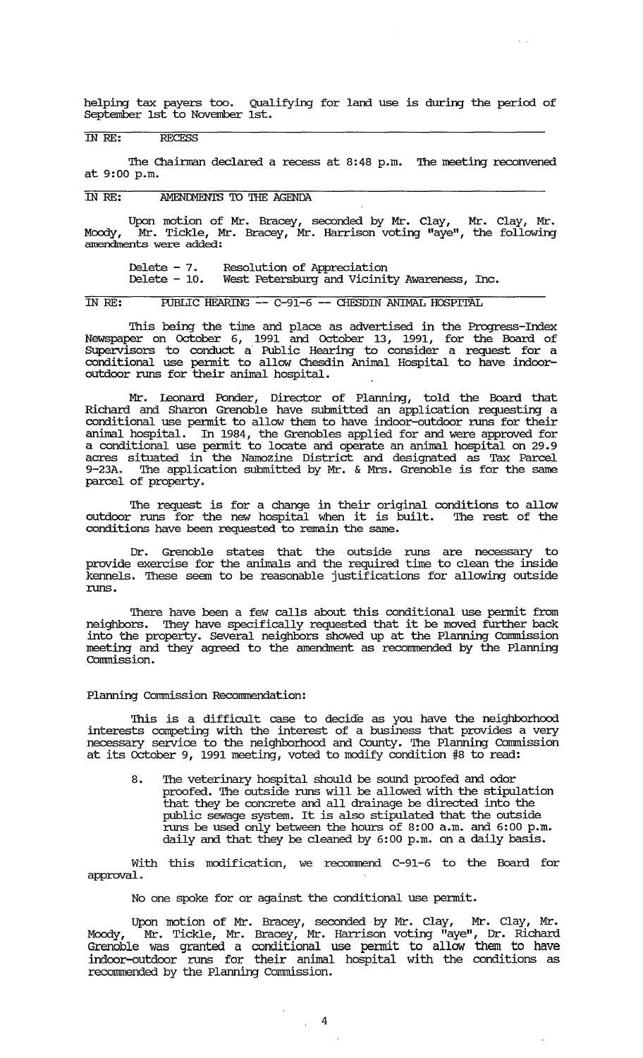helping tax payers too. Qualifying for land use is during the period of September 1st to November 1st.

IN RE: RECESS

The Chairman declared a recess at 8:48 p.m. The meeting reconvened at 9:00 p.m.

IN RE: AMENDMENTS TO THE AGENDA

Upon motion of Mr. Bracey, seconded by Mr. Clay, Mr. Clay, Mr. Moody, Mr. Tickle, Mr. Bracey, Mr. Harrison voting "aye", the following amendments were added:

Delete - 7. Resolution of Appreciation
Delete - 10. West Petersburg and Vicinity Awareness, Inc.

IN RE: PUBLIC HEARING -- C-91-6 -- CHESDIN ANIMAL HOSPITAL

This being the time and place as advertised in the Progress-Index Newspaper on October 6, 1991 and October 13, 1991, for the Board of Supervisors to conduct a Public Hearing to consider a request for a conditional use permit for Chesdin Animal Hospital to have indoor-outdoor runs for their animal hospital.

Mr. Leonard Ponder, Director of Planning, told the Board that Richard and Sharon Grenoble have submitted an application requesting a conditional use permit to allow them to have indoor-outdoor runs for their animal hospital. In 1984, the Grenobles applied for and were approved for a conditional use permit to locate and operate an animal hospital on 29.9 acres situated in the Namozine District and designated as Tax Parcel 9-23A. The application submitted by Mr. & Mrs. Grenoble is for the same parcel of property.

The request is for a change in their original conditions to allow outdoor runs for the new hospital when it is built. The rest of the conditions have been requested to remain the same.

Dr. Grenoble states that the outside runs are necessary to provide exercise for the animals and the required time to clean the inside kennels. These seem to be reasonable justifications for allowing outside runs.

There have been a few calls about this conditional use permit from neighbors. They have specifically requested that it be moved further back into the property. Several neighbors showed up at the Planning Commission meeting and they agreed to the amendment as recommended by the Planning Commission.

Planning Commission Recommendation:

This is a difficult case to decide as you have the neighborhood interests competing with the interest of a business that provides a very necessary service to the neighborhood and County. The Planning Commission at its October 9, 1991 meeting, voted to modify condition #8 to read:

8. The veterinary hospital should be sound proofed and odor proofed. The outside runs will be allowed with the stipulation that they be concrete and all drainage be directed into the public sewage system. It is also stipulated that the outside runs be used only between the hours of 8:00 a.m. and 6:00 p.m. daily and that they be cleaned by 6:00 p.m. on a daily basis.

With this modification, we recommend C-91-6 to the Board for approval.

No one spoke for or against the conditional use permit.

Upon motion of Mr. Bracey, seconded by Mr. Clay, Mr. Clay, Mr. Moody, Mr. Tickle, Mr. Bracey, Mr. Harrison voting "aye", Dr. Richard Grenoble was granted a conditional use permit to allow them to have indoor-outdoor runs for their animal hospital with the conditions as recommended by the Planning Commission.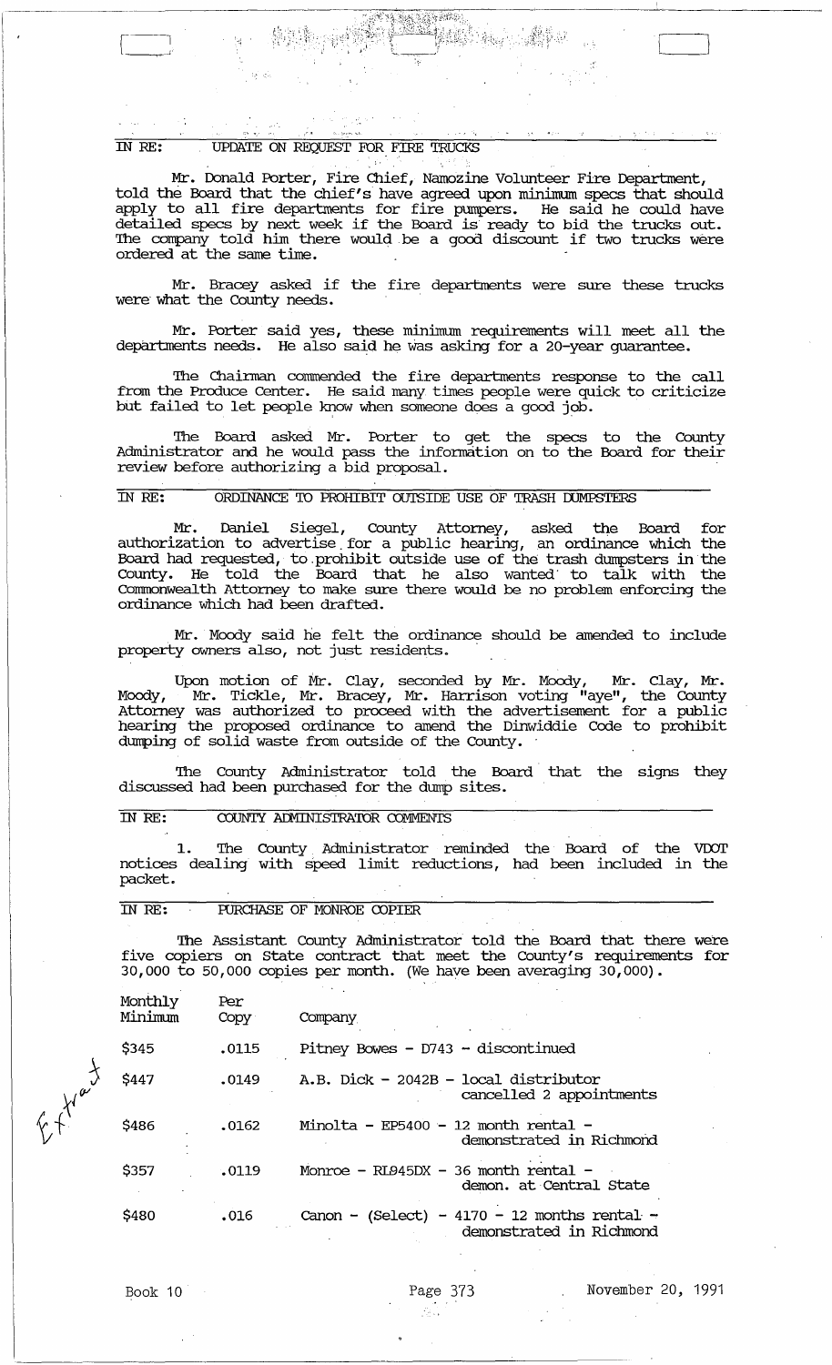IN RE: UPDATE ON REQUEST FOR FIRE TRUCKS

Mr. Donald Porter, Fire Chief, Namozine Volunteer Fire Department, told the Board that the chief's have agreed upon minimum specs that should apply to all fire departments for fire pumpers. He said he could have detailed specs by next week if the Board is ready to bid the trucks out. The company told him there would be a good discount if two trucks were ordered at the same time.

Mr. Bracey asked if the fire departments were sure these trucks were what the County needs.

Mr. Porter said yes, these minimum requirements will meet all the departments needs. He also said he was asking for a 20-year guarantee.

The Chairman commended the fire departments response to the call from the Produce Center. He said many times people were quick to criticize but failed to let people know when someone does a good job.

The Board asked Mr. Porter to get the specs to the County Administrator and he would pass the information on to the Board for their review before authorizing a bid proposal.

IN RE: ORDINANCE TO PROHIBIT OUTSIDE USE OF TRASH DUMPSTERS

Mr. Daniel Siegel, County Attorney, asked the Board for authorization to advertise for a public hearing, an ordinance which the Board had requested, to prohibit outside use of the trash dumpsters in the County. He told the Board that he also wanted to talk with the Commonwealth Attorney to make sure there would be no problem enforcing the ordinance which had been drafted.

Mr. Moody said he felt the ordinance should be amended to include property owners also, not just residents.

Upon motion of Mr. Clay, seconded by Mr. Moody, Mr. Clay, Mr. Moody, Mr. Tickle, Mr. Bracey, Mr. Harrison voting "aye", the County Attorney was authorized to proceed with the advertisement for a public hearing the proposed ordinance to amend the Dinwiddie Code to prohibit dumping of solid waste from outside of the County.

The County Administrator told the Board that the signs they discussed had been purchased for the dump sites.

IN RE: COUNTY ADMINISTRATOR COMMENTS

1. The County Administrator reminded the Board of the VDOT notices dealing with speed limit reductions, had been included in the packet.

IN RE: PURCHASE OF MONROE COPIER

The Assistant County Administrator told the Board that there were five copiers on State contract that meet the County's requirements for 30,000 to 50,000 copies per month. (We have been averaging 30,000).

| Monthly Minimum | Per Copy | Company |
|---|---|---|
| $345 | .0115 | Pitney Bowes - D743 - discontinued |
| $447 | .0149 | A.B. Dick - 2042B - local distributor cancelled 2 appointments |
| $486 | .0162 | Minolta - EP5400 - 12 month rental - demonstrated in Richmond |
| $357 | .0119 | Monroe - RL945DX - 36 month rental - demon. at Central State |
| $480 | .016 | Canon - (Select) - 4170 - 12 months rental - demonstrated in Richmond |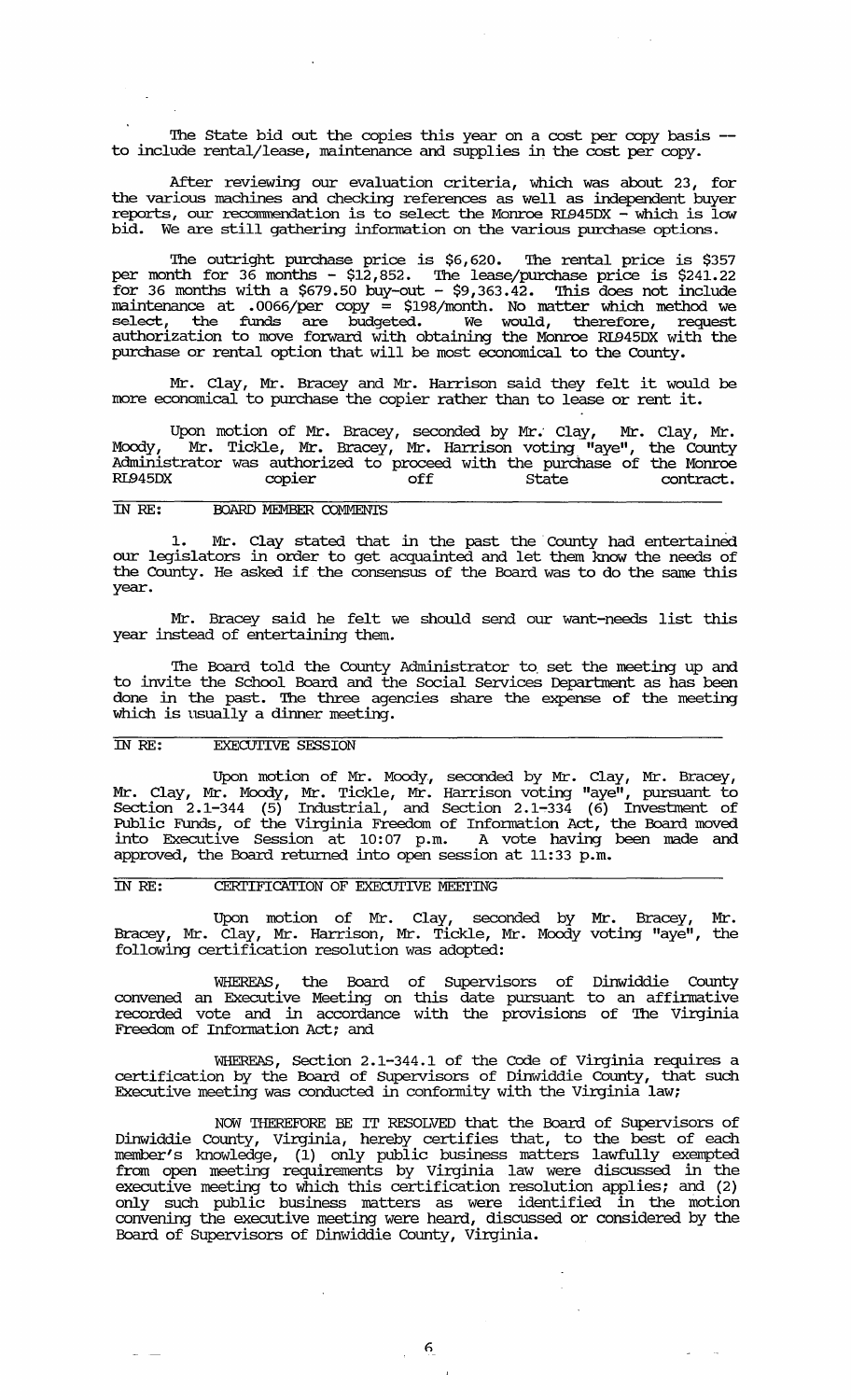The State bid out the copies this year on a cost per copy basis -- to include rental/lease, maintenance and supplies in the cost per copy.

After reviewing our evaluation criteria, which was about 23, for the various machines and checking references as well as independent buyer reports, our recommendation is to select the Monroe RL945DX - which is low bid. We are still gathering information on the various purchase options.

The outright purchase price is $6,620. The rental price is $357 per month for 36 months - $12,852. The lease/purchase price is $241.22 for 36 months with a $679.50 buy-out - $9,363.42. This does not include maintenance at .0066/per copy = $198/month. No matter which method we select, the funds are budgeted. We would, therefore, request authorization to move forward with obtaining the Monroe RL945DX with the purchase or rental option that will be most economical to the County.

Mr. Clay, Mr. Bracey and Mr. Harrison said they felt it would be more economical to purchase the copier rather than to lease or rent it.

Upon motion of Mr. Bracey, seconded by Mr. Clay, Mr. Clay, Mr. Moody, Mr. Tickle, Mr. Bracey, Mr. Harrison voting "aye", the County Administrator was authorized to proceed with the purchase of the Monroe RL945DX copier off State contract.

## IN RE: BOARD MEMBER COMMENTS

1. Mr. Clay stated that in the past the County had entertained our legislators in order to get acquainted and let them know the needs of the County. He asked if the consensus of the Board was to do the same this year.

Mr. Bracey said he felt we should send our want-needs list this year instead of entertaining them.

The Board told the County Administrator to set the meeting up and to invite the School Board and the Social Services Department as has been done in the past. The three agencies share the expense of the meeting which is usually a dinner meeting.

## IN RE: EXECUTIVE SESSION

Upon motion of Mr. Moody, seconded by Mr. Clay, Mr. Bracey, Mr. Clay, Mr. Moody, Mr. Tickle, Mr. Harrison voting "aye", pursuant to Section 2.1-344 (5) Industrial, and Section 2.1-334 (6) Investment of Public Funds, of the Virginia Freedom of Information Act, the Board moved into Executive Session at 10:07 p.m. A vote having been made and approved, the Board returned into open session at 11:33 p.m.

## IN RE: CERTIFICATION OF EXECUTIVE MEETING

Upon motion of Mr. Clay, seconded by Mr. Bracey, Mr. Bracey, Mr. Clay, Mr. Harrison, Mr. Tickle, Mr. Moody voting "aye", the following certification resolution was adopted:

WHEREAS, the Board of Supervisors of Dinwiddie County convened an Executive Meeting on this date pursuant to an affirmative recorded vote and in accordance with the provisions of The Virginia Freedom of Information Act; and

WHEREAS, Section 2.1-344.1 of the Code of Virginia requires a certification by the Board of Supervisors of Dinwiddie County, that such Executive meeting was conducted in conformity with the Virginia law;

NOW THEREFORE BE IT RESOLVED that the Board of Supervisors of Dinwiddie County, Virginia, hereby certifies that, to the best of each member's knowledge, (1) only public business matters lawfully exempted from open meeting requirements by Virginia law were discussed in the executive meeting to which this certification resolution applies; and (2) only such public business matters as were identified in the motion convening the executive meeting were heard, discussed or considered by the Board of Supervisors of Dinwiddie County, Virginia.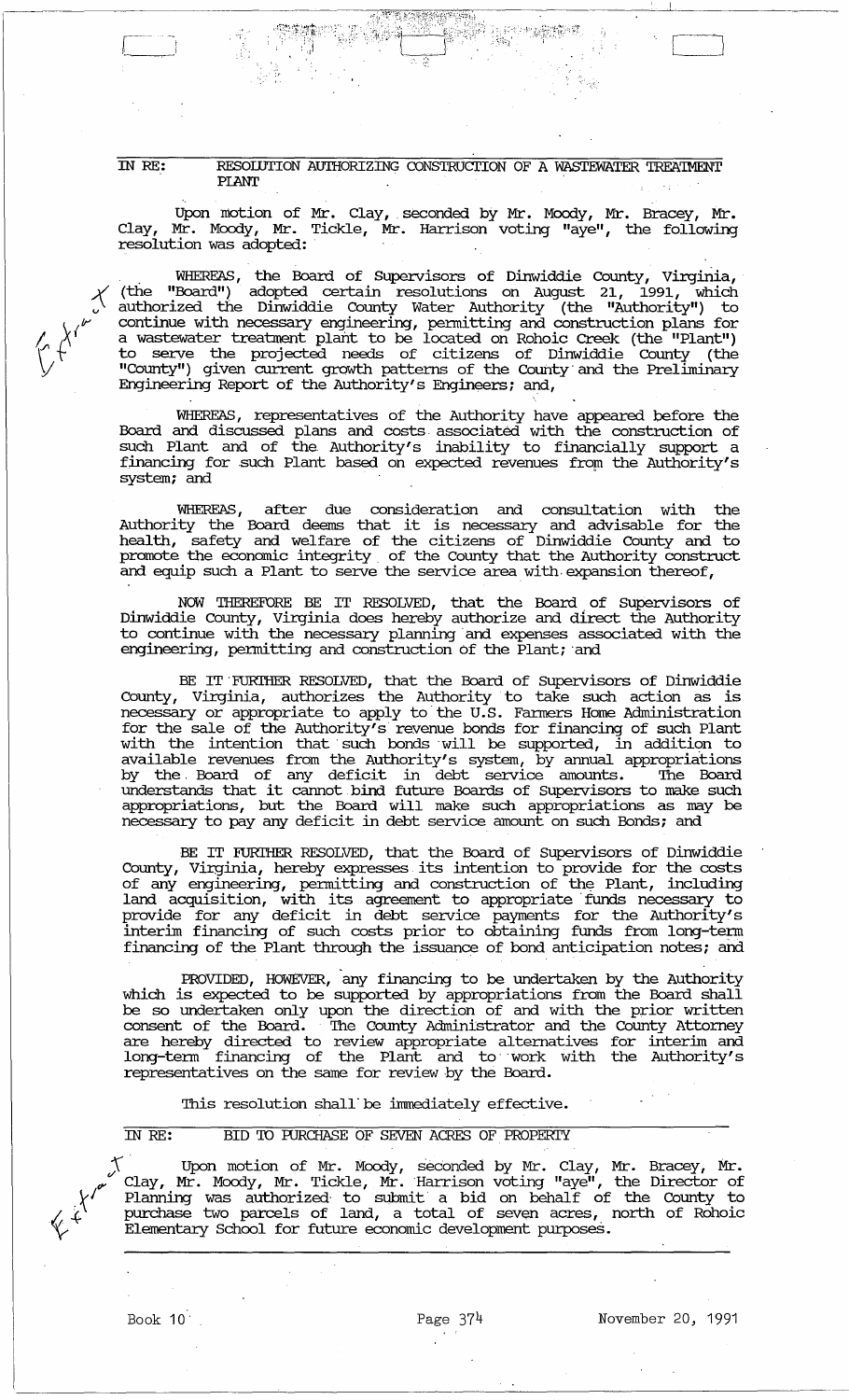IN RE: RESOLUTION AUTHORIZING CONSTRUCTION OF A WASTEWATER TREATMENT PLANT

Upon motion of Mr. Clay, seconded by Mr. Moody, Mr. Bracey, Mr. Clay, Mr. Moody, Mr. Tickle, Mr. Harrison voting "aye", the following resolution was adopted:

WHEREAS, the Board of Supervisors of Dinwiddie County, Virginia, (the "Board") adopted certain resolutions on August 21, 1991, which authorized the Dinwiddie County Water Authority (the "Authority") to continue with necessary engineering, permitting and construction plans for a wastewater treatment plant to be located on Rohoic Creek (the "Plant") to serve the projected needs of citizens of Dinwiddie County (the "County") given current growth patterns of the County and the Preliminary Engineering Report of the Authority's Engineers; and,

WHEREAS, representatives of the Authority have appeared before the Board and discussed plans and costs associated with the construction of such Plant and of the Authority's inability to financially support a financing for such Plant based on expected revenues from the Authority's system; and

WHEREAS, after due consideration and consultation with the Authority the Board deems that it is necessary and advisable for the health, safety and welfare of the citizens of Dinwiddie County and to promote the economic integrity of the County that the Authority construct and equip such a Plant to serve the service area with expansion thereof,

NOW THEREFORE BE IT RESOLVED, that the Board of Supervisors of Dinwiddie County, Virginia does hereby authorize and direct the Authority to continue with the necessary planning and expenses associated with the engineering, permitting and construction of the Plant; and

BE IT FURTHER RESOLVED, that the Board of Supervisors of Dinwiddie County, Virginia, authorizes the Authority to take such action as is necessary or appropriate to apply to the U.S. Farmers Home Administration for the sale of the Authority's revenue bonds for financing of such Plant with the intention that such bonds will be supported, in addition to available revenues from the Authority's system, by annual appropriations by the Board of any deficit in debt service amounts. The Board understands that it cannot bind future Boards of Supervisors to make such appropriations, but the Board will make such appropriations as may be necessary to pay any deficit in debt service amount on such Bonds; and

BE IT FURTHER RESOLVED, that the Board of Supervisors of Dinwiddie County, Virginia, hereby expresses its intention to provide for the costs of any engineering, permitting and construction of the Plant, including land acquisition, with its agreement to appropriate funds necessary to provide for any deficit in debt service payments for the Authority's interim financing of such costs prior to obtaining funds from long-term financing of the Plant through the issuance of bond anticipation notes; and

PROVIDED, HOWEVER, any financing to be undertaken by the Authority which is expected to be supported by appropriations from the Board shall be so undertaken only upon the direction of and with the prior written consent of the Board. The County Administrator and the County Attorney are hereby directed to review appropriate alternatives for interim and long-term financing of the Plant and to work with the Authority's representatives on the same for review by the Board.

This resolution shall be immediately effective.

IN RE: BID TO PURCHASE OF SEVEN ACRES OF PROPERTY

Upon motion of Mr. Moody, seconded by Mr. Clay, Mr. Bracey, Mr. Clay, Mr. Moody, Mr. Tickle, Mr. Harrison voting "aye", the Director of Planning was authorized to submit a bid on behalf of the County to purchase two parcels of land, a total of seven acres, north of Rohoic Elementary School for future economic development purposes.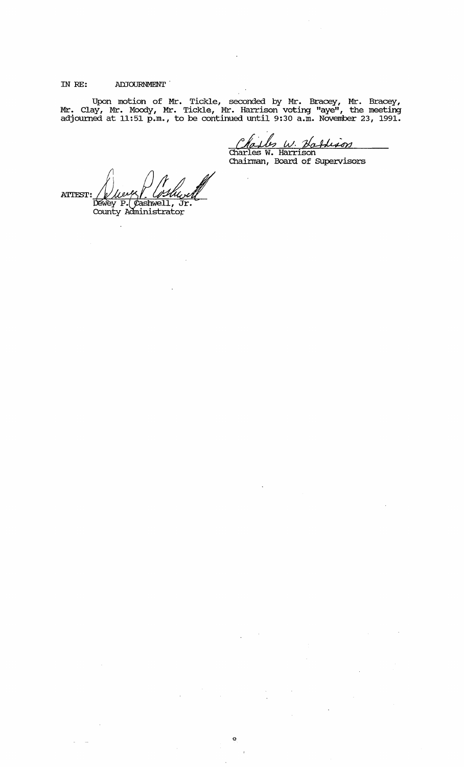IN RE: ADJOURNMENT

Upon motion of Mr. Tickle, seconded by Mr. Bracey, Mr. Bracey, Mr. Clay, Mr. Moody, Mr. Tickle, Mr. Harrison voting "aye", the meeting adjourned at 11:51 p.m., to be continued until 9:30 a.m. November 23, 1991.

Charles W. Harrison
Chairman, Board of Supervisors

ATTEST: Dewey P. Cashwell, Jr.
County Administrator